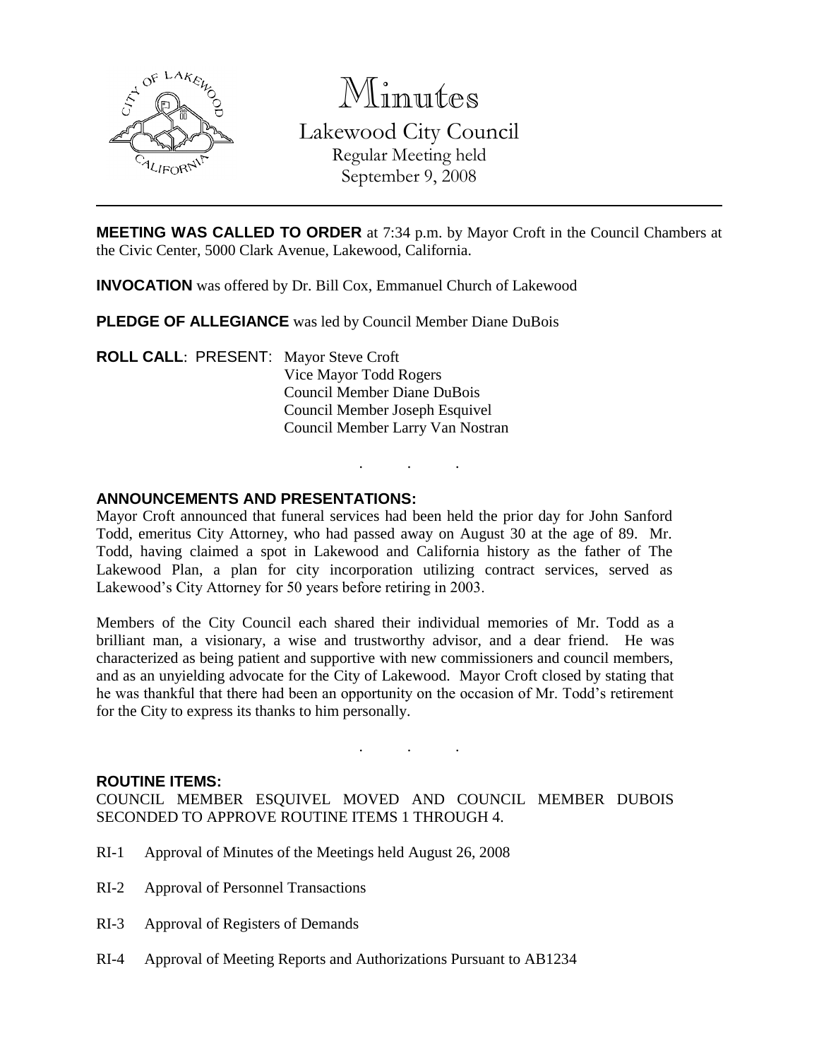# Minutes

## Lakewood City Council

Regular Meeting held
September 9, 2008

---

**MEETING WAS CALLED TO ORDER** at 7:34 p.m. by Mayor Croft in the Council Chambers at the Civic Center, 5000 Clark Avenue, Lakewood, California.

**INVOCATION** was offered by Dr. Bill Cox, Emmanuel Church of Lakewood

**PLEDGE OF ALLEGIANCE** was led by Council Member Diane DuBois

**ROLL CALL**: PRESENT: Mayor Steve Croft
Vice Mayor Todd Rogers
Council Member Diane DuBois
Council Member Joseph Esquivel
Council Member Larry Van Nostran

. . .

**ANNOUNCEMENTS AND PRESENTATIONS:**

Mayor Croft announced that funeral services had been held the prior day for John Sanford Todd, emeritus City Attorney, who had passed away on August 30 at the age of 89. Mr. Todd, having claimed a spot in Lakewood and California history as the father of The Lakewood Plan, a plan for city incorporation utilizing contract services, served as Lakewood's City Attorney for 50 years before retiring in 2003.

Members of the City Council each shared their individual memories of Mr. Todd as a brilliant man, a visionary, a wise and trustworthy advisor, and a dear friend. He was characterized as being patient and supportive with new commissioners and council members, and as an unyielding advocate for the City of Lakewood. Mayor Croft closed by stating that he was thankful that there had been an opportunity on the occasion of Mr. Todd's retirement for the City to express its thanks to him personally.

. . .

**ROUTINE ITEMS:**

COUNCIL MEMBER ESQUIVEL MOVED AND COUNCIL MEMBER DUBOIS SECONDED TO APPROVE ROUTINE ITEMS 1 THROUGH 4.

RI-1 Approval of Minutes of the Meetings held August 26, 2008

RI-2 Approval of Personnel Transactions

RI-3 Approval of Registers of Demands

RI-4 Approval of Meeting Reports and Authorizations Pursuant to AB1234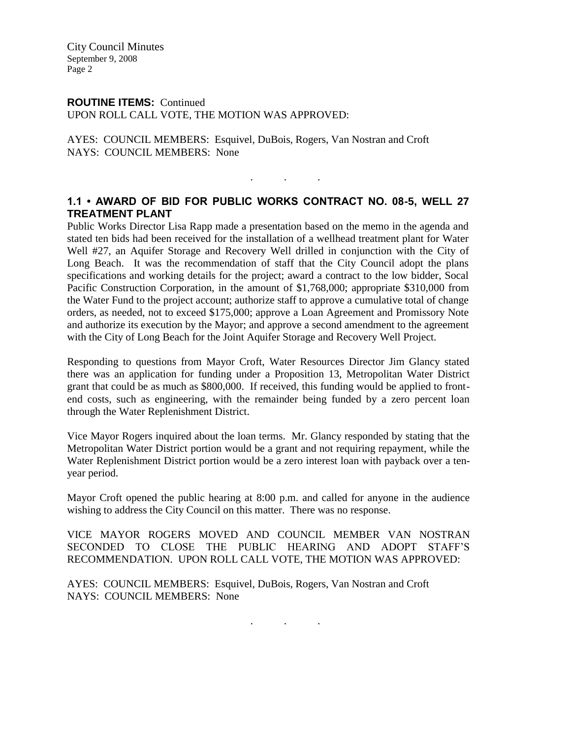**ROUTINE ITEMS:** Continued
UPON ROLL CALL VOTE, THE MOTION WAS APPROVED:

AYES: COUNCIL MEMBERS: Esquivel, DuBois, Rogers, Van Nostran and Croft
NAYS: COUNCIL MEMBERS: None

. . .

### 1.1 • AWARD OF BID FOR PUBLIC WORKS CONTRACT NO. 08-5, WELL 27 TREATMENT PLANT

Public Works Director Lisa Rapp made a presentation based on the memo in the agenda and stated ten bids had been received for the installation of a wellhead treatment plant for Water Well #27, an Aquifer Storage and Recovery Well drilled in conjunction with the City of Long Beach. It was the recommendation of staff that the City Council adopt the plans specifications and working details for the project; award a contract to the low bidder, Socal Pacific Construction Corporation, in the amount of $1,768,000; appropriate $310,000 from the Water Fund to the project account; authorize staff to approve a cumulative total of change orders, as needed, not to exceed $175,000; approve a Loan Agreement and Promissory Note and authorize its execution by the Mayor; and approve a second amendment to the agreement with the City of Long Beach for the Joint Aquifer Storage and Recovery Well Project.

Responding to questions from Mayor Croft, Water Resources Director Jim Glancy stated there was an application for funding under a Proposition 13, Metropolitan Water District grant that could be as much as $800,000. If received, this funding would be applied to front-end costs, such as engineering, with the remainder being funded by a zero percent loan through the Water Replenishment District.

Vice Mayor Rogers inquired about the loan terms. Mr. Glancy responded by stating that the Metropolitan Water District portion would be a grant and not requiring repayment, while the Water Replenishment District portion would be a zero interest loan with payback over a ten-year period.

Mayor Croft opened the public hearing at 8:00 p.m. and called for anyone in the audience wishing to address the City Council on this matter. There was no response.

VICE MAYOR ROGERS MOVED AND COUNCIL MEMBER VAN NOSTRAN SECONDED TO CLOSE THE PUBLIC HEARING AND ADOPT STAFF'S RECOMMENDATION. UPON ROLL CALL VOTE, THE MOTION WAS APPROVED:

AYES: COUNCIL MEMBERS: Esquivel, DuBois, Rogers, Van Nostran and Croft
NAYS: COUNCIL MEMBERS: None

. . .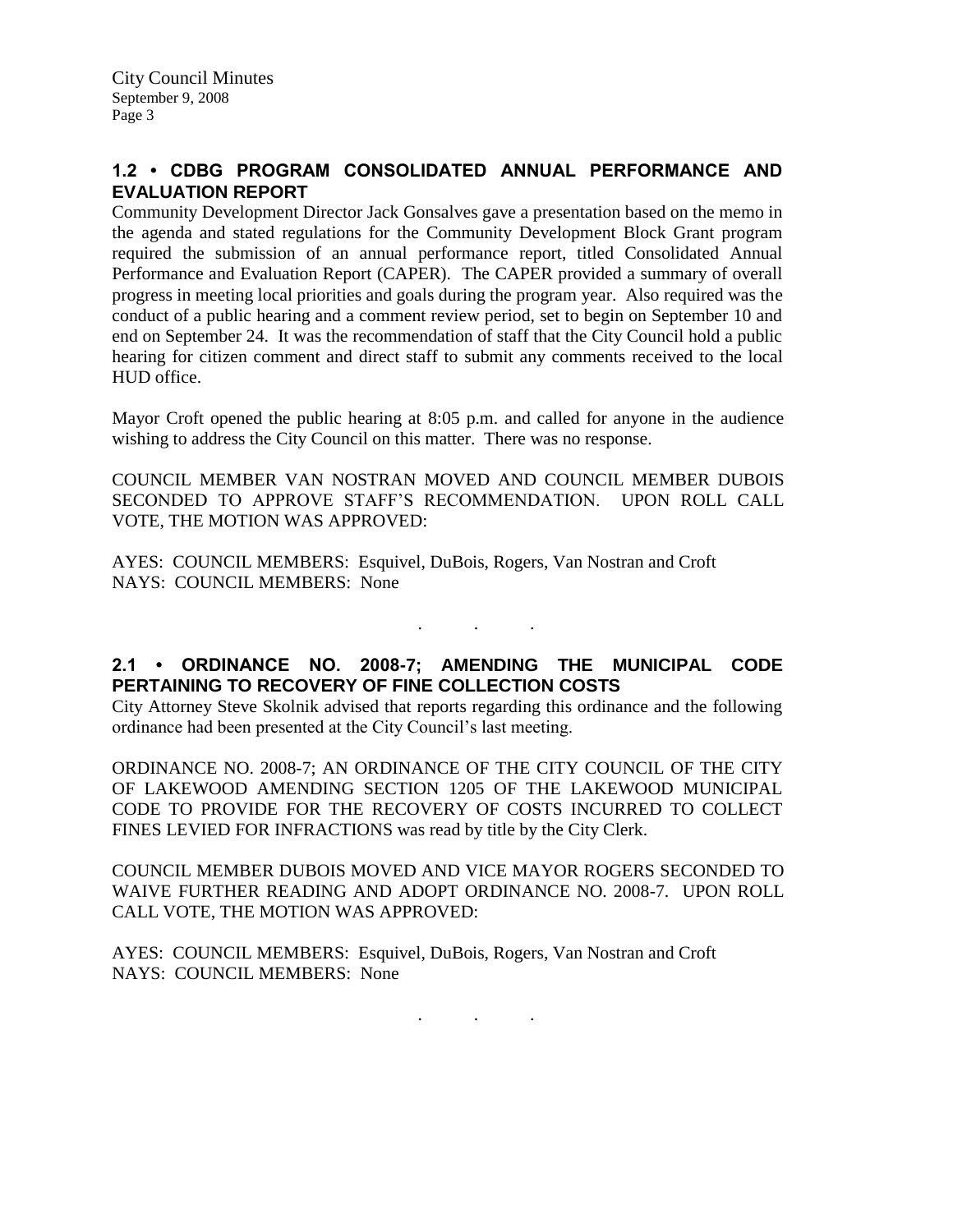## 1.2 • CDBG PROGRAM CONSOLIDATED ANNUAL PERFORMANCE AND EVALUATION REPORT

Community Development Director Jack Gonsalves gave a presentation based on the memo in the agenda and stated regulations for the Community Development Block Grant program required the submission of an annual performance report, titled Consolidated Annual Performance and Evaluation Report (CAPER). The CAPER provided a summary of overall progress in meeting local priorities and goals during the program year. Also required was the conduct of a public hearing and a comment review period, set to begin on September 10 and end on September 24. It was the recommendation of staff that the City Council hold a public hearing for citizen comment and direct staff to submit any comments received to the local HUD office.

Mayor Croft opened the public hearing at 8:05 p.m. and called for anyone in the audience wishing to address the City Council on this matter. There was no response.

COUNCIL MEMBER VAN NOSTRAN MOVED AND COUNCIL MEMBER DUBOIS SECONDED TO APPROVE STAFF'S RECOMMENDATION. UPON ROLL CALL VOTE, THE MOTION WAS APPROVED:

AYES: COUNCIL MEMBERS: Esquivel, DuBois, Rogers, Van Nostran and Croft
NAYS: COUNCIL MEMBERS: None

. . .

## 2.1 • ORDINANCE NO. 2008-7; AMENDING THE MUNICIPAL CODE PERTAINING TO RECOVERY OF FINE COLLECTION COSTS

City Attorney Steve Skolnik advised that reports regarding this ordinance and the following ordinance had been presented at the City Council's last meeting.

ORDINANCE NO. 2008-7; AN ORDINANCE OF THE CITY COUNCIL OF THE CITY OF LAKEWOOD AMENDING SECTION 1205 OF THE LAKEWOOD MUNICIPAL CODE TO PROVIDE FOR THE RECOVERY OF COSTS INCURRED TO COLLECT FINES LEVIED FOR INFRACTIONS was read by title by the City Clerk.

COUNCIL MEMBER DUBOIS MOVED AND VICE MAYOR ROGERS SECONDED TO WAIVE FURTHER READING AND ADOPT ORDINANCE NO. 2008-7. UPON ROLL CALL VOTE, THE MOTION WAS APPROVED:

AYES: COUNCIL MEMBERS: Esquivel, DuBois, Rogers, Van Nostran and Croft
NAYS: COUNCIL MEMBERS: None

. . .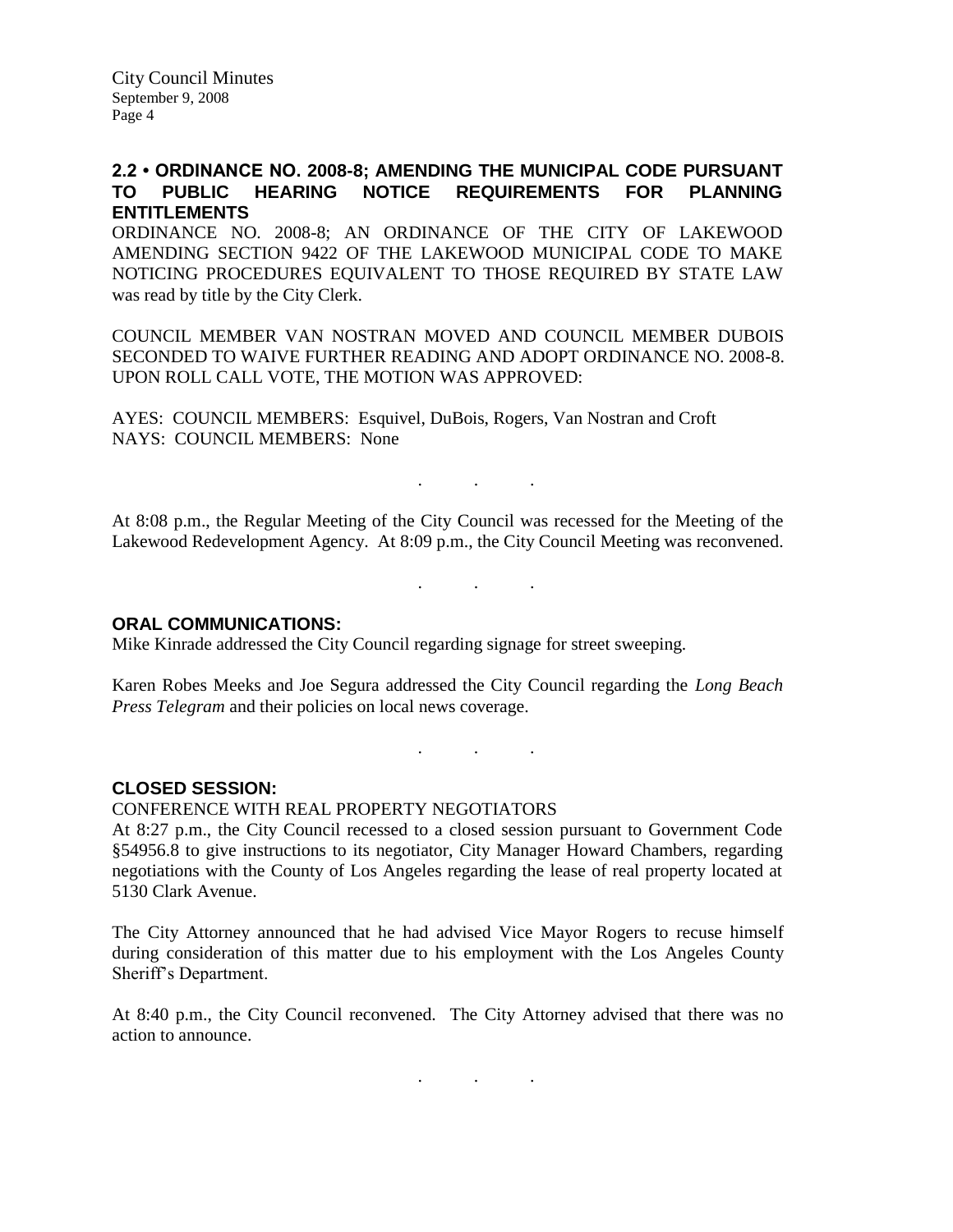## 2.2 • ORDINANCE NO. 2008-8; AMENDING THE MUNICIPAL CODE PURSUANT TO PUBLIC HEARING NOTICE REQUIREMENTS FOR PLANNING ENTITLEMENTS

ORDINANCE NO. 2008-8; AN ORDINANCE OF THE CITY OF LAKEWOOD AMENDING SECTION 9422 OF THE LAKEWOOD MUNICIPAL CODE TO MAKE NOTICING PROCEDURES EQUIVALENT TO THOSE REQUIRED BY STATE LAW was read by title by the City Clerk.

COUNCIL MEMBER VAN NOSTRAN MOVED AND COUNCIL MEMBER DUBOIS SECONDED TO WAIVE FURTHER READING AND ADOPT ORDINANCE NO. 2008-8. UPON ROLL CALL VOTE, THE MOTION WAS APPROVED:

AYES: COUNCIL MEMBERS: Esquivel, DuBois, Rogers, Van Nostran and Croft
NAYS: COUNCIL MEMBERS: None

. . .

At 8:08 p.m., the Regular Meeting of the City Council was recessed for the Meeting of the Lakewood Redevelopment Agency. At 8:09 p.m., the City Council Meeting was reconvened.

. . .

## ORAL COMMUNICATIONS:

Mike Kinrade addressed the City Council regarding signage for street sweeping.

Karen Robes Meeks and Joe Segura addressed the City Council regarding the *Long Beach Press Telegram* and their policies on local news coverage.

. . .

## CLOSED SESSION:

CONFERENCE WITH REAL PROPERTY NEGOTIATORS

At 8:27 p.m., the City Council recessed to a closed session pursuant to Government Code §54956.8 to give instructions to its negotiator, City Manager Howard Chambers, regarding negotiations with the County of Los Angeles regarding the lease of real property located at 5130 Clark Avenue.

The City Attorney announced that he had advised Vice Mayor Rogers to recuse himself during consideration of this matter due to his employment with the Los Angeles County Sheriff's Department.

At 8:40 p.m., the City Council reconvened. The City Attorney advised that there was no action to announce.

. . .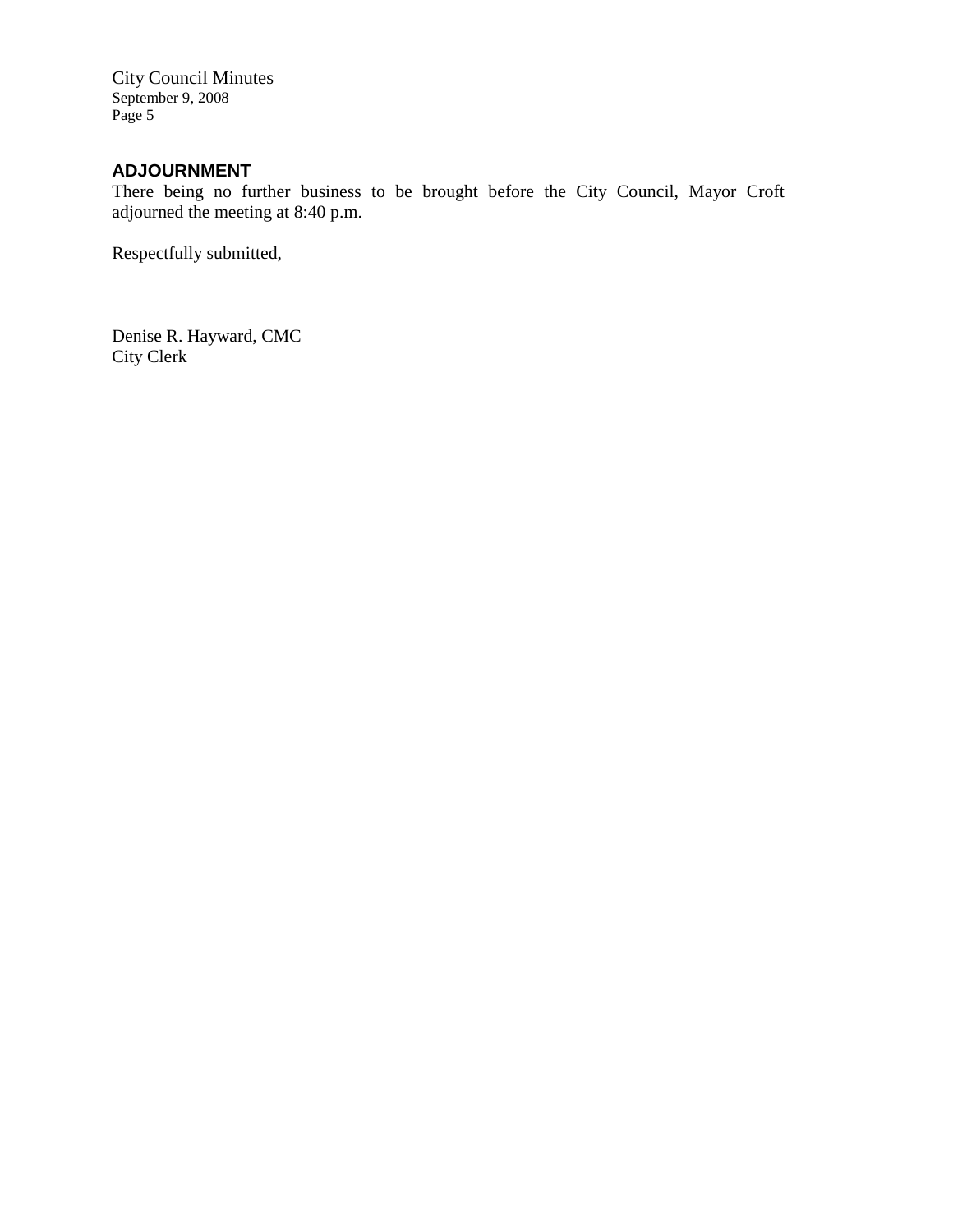## ADJOURNMENT

There being no further business to be brought before the City Council, Mayor Croft adjourned the meeting at 8:40 p.m.

Respectfully submitted,

Denise R. Hayward, CMC
City Clerk